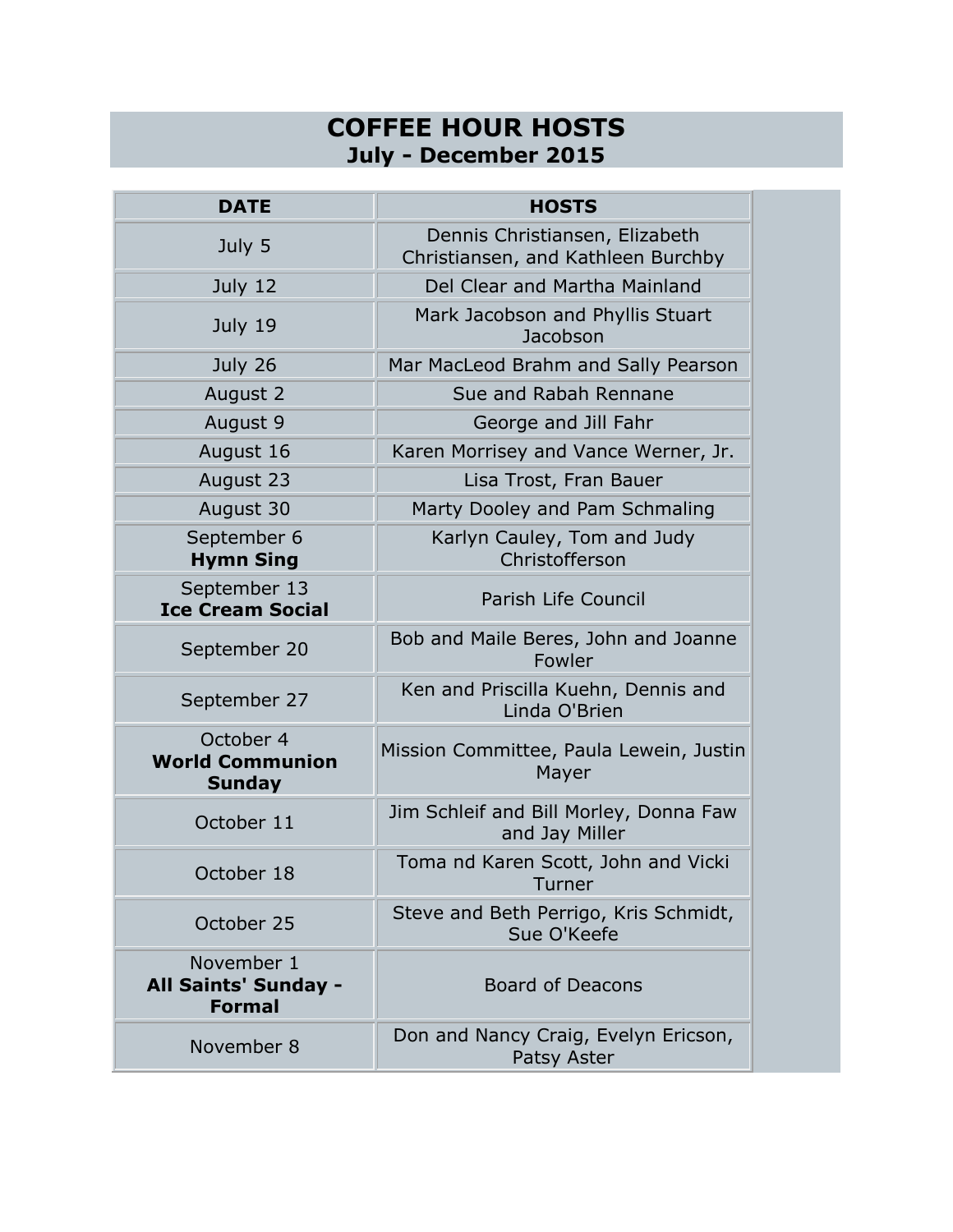# COFFEE HOUR HOSTS
## July - December 2015

| DATE | HOSTS |
|---|---|
| July 5 | Dennis Christiansen, Elizabeth Christiansen, and Kathleen Burchby |
| July 12 | Del Clear and Martha Mainland |
| July 19 | Mark Jacobson and Phyllis Stuart Jacobson |
| July 26 | Mar MacLeod Brahm and Sally Pearson |
| August 2 | Sue and Rabah Rennane |
| August 9 | George and Jill Fahr |
| August 16 | Karen Morrisey and Vance Werner, Jr. |
| August 23 | Lisa Trost, Fran Bauer |
| August 30 | Marty Dooley and Pam Schmaling |
| September 6 **Hymn Sing** | Karlyn Cauley, Tom and Judy Christofferson |
| September 13 **Ice Cream Social** | Parish Life Council |
| September 20 | Bob and Maile Beres, John and Joanne Fowler |
| September 27 | Ken and Priscilla Kuehn, Dennis and Linda O'Brien |
| October 4 **World Communion Sunday** | Mission Committee, Paula Lewein, Justin Mayer |
| October 11 | Jim Schleif and Bill Morley, Donna Faw and Jay Miller |
| October 18 | Toma nd Karen Scott, John and Vicki Turner |
| October 25 | Steve and Beth Perrigo, Kris Schmidt, Sue O'Keefe |
| November 1 **All Saints' Sunday - Formal** | Board of Deacons |
| November 8 | Don and Nancy Craig, Evelyn Ericson, Patsy Aster |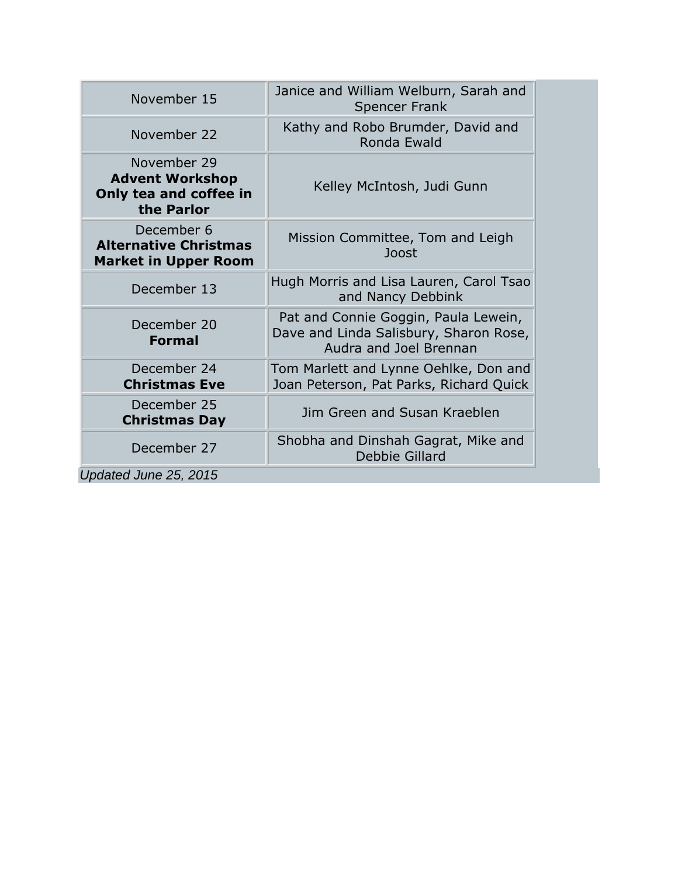| | |
|---|---|
| November 15 | Janice and William Welburn, Sarah and Spencer Frank |
| November 22 | Kathy and Robo Brumder, David and Ronda Ewald |
| November 29 **Advent Workshop Only tea and coffee in the Parlor** | Kelley McIntosh, Judi Gunn |
| December 6 **Alternative Christmas Market in Upper Room** | Mission Committee, Tom and Leigh Joost |
| December 13 | Hugh Morris and Lisa Lauren, Carol Tsao and Nancy Debbink |
| December 20 **Formal** | Pat and Connie Goggin, Paula Lewein, Dave and Linda Salisbury, Sharon Rose, Audra and Joel Brennan |
| December 24 **Christmas Eve** | Tom Marlett and Lynne Oehlke, Don and Joan Peterson, Pat Parks, Richard Quick |
| December 25 **Christmas Day** | Jim Green and Susan Kraeblen |
| December 27 | Shobha and Dinshah Gagrat, Mike and Debbie Gillard |

*Updated June 25, 2015*